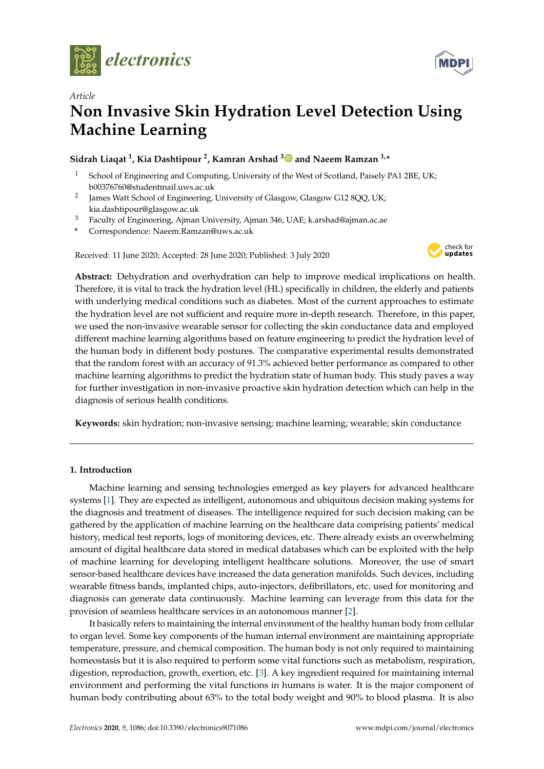*Article*

# Non Invasive Skin Hydration Level Detection Using Machine Learning

**Sidrah Liaqat [1], Kia Dashtipour [2], Kamran Arshad [3] and Naeem Ramzan [1,*]**

[1] School of Engineering and Computing, University of the West of Scotland, Paisely PA1 2BE, UK; b00376760@studentmail.uws.ac.uk

[2] James Watt School of Engineering, University of Glasgow, Glasgow G12 8QQ, UK; kia.dashtipour@glasgow.ac.uk

[3] Faculty of Engineering, Ajman University, Ajman 346, UAE; k.arshad@ajman.ac.ae

[*] Correspondence: Naeem.Ramzan@uws.ac.uk

Received: 11 June 2020; Accepted: 28 June 2020; Published: 3 July 2020

**Abstract:** Dehydration and overhydration can help to improve medical implications on health. Therefore, it is vital to track the hydration level (HL) specifically in children, the elderly and patients with underlying medical conditions such as diabetes. Most of the current approaches to estimate the hydration level are not sufficient and require more in-depth research. Therefore, in this paper, we used the non-invasive wearable sensor for collecting the skin conductance data and employed different machine learning algorithms based on feature engineering to predict the hydration level of the human body in different body postures. The comparative experimental results demonstrated that the random forest with an accuracy of 91.3% achieved better performance as compared to other machine learning algorithms to predict the hydration state of human body. This study paves a way for further investigation in non-invasive proactive skin hydration detection which can help in the diagnosis of serious health conditions.

**Keywords:** skin hydration; non-invasive sensing; machine learning; wearable; skin conductance

## 1. Introduction

Machine learning and sensing technologies emerged as key players for advanced healthcare systems [1]. They are expected as intelligent, autonomous and ubiquitous decision making systems for the diagnosis and treatment of diseases. The intelligence required for such decision making can be gathered by the application of machine learning on the healthcare data comprising patients' medical history, medical test reports, logs of monitoring devices, etc. There already exists an overwhelming amount of digital healthcare data stored in medical databases which can be exploited with the help of machine learning for developing intelligent healthcare solutions. Moreover, the use of smart sensor-based healthcare devices have increased the data generation manifolds. Such devices, including wearable fitness bands, implanted chips, auto-injectors, defibrillators, etc. used for monitoring and diagnosis can generate data continuously. Machine learning can leverage from this data for the provision of seamless healthcare services in an autonomous manner [2].

It basically refers to maintaining the internal environment of the healthy human body from cellular to organ level. Some key components of the human internal environment are maintaining appropriate temperature, pressure, and chemical composition. The human body is not only required to maintaining homeostasis but it is also required to perform some vital functions such as metabolism, respiration, digestion, reproduction, growth, exertion, etc. [3]. A key ingredient required for maintaining internal environment and performing the vital functions in humans is water. It is the major component of human body contributing about 63% to the total body weight and 90% to blood plasma. It is also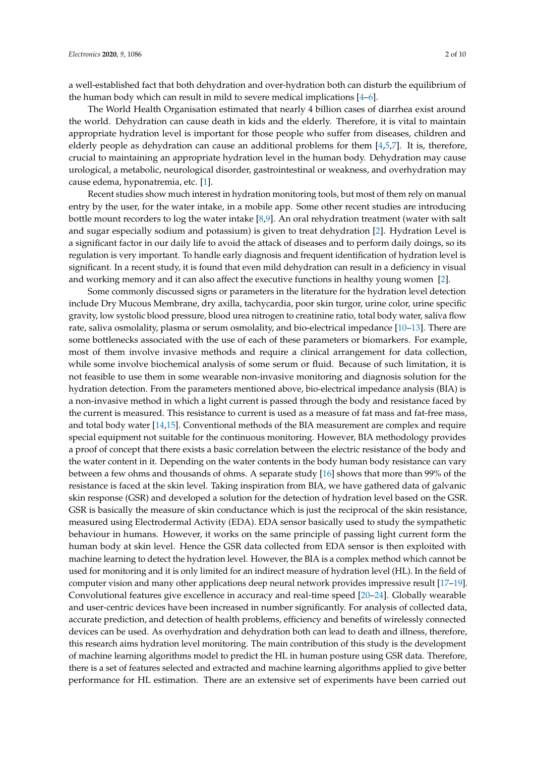a well-established fact that both dehydration and over-hydration both can disturb the equilibrium of the human body which can result in mild to severe medical implications [4–6].

The World Health Organisation estimated that nearly 4 billion cases of diarrhea exist around the world. Dehydration can cause death in kids and the elderly. Therefore, it is vital to maintain appropriate hydration level is important for those people who suffer from diseases, children and elderly people as dehydration can cause an additional problems for them [4,5,7]. It is, therefore, crucial to maintaining an appropriate hydration level in the human body. Dehydration may cause urological, a metabolic, neurological disorder, gastrointestinal or weakness, and overhydration may cause edema, hyponatremia, etc. [1].

Recent studies show much interest in hydration monitoring tools, but most of them rely on manual entry by the user, for the water intake, in a mobile app. Some other recent studies are introducing bottle mount recorders to log the water intake [8,9]. An oral rehydration treatment (water with salt and sugar especially sodium and potassium) is given to treat dehydration [2]. Hydration Level is a significant factor in our daily life to avoid the attack of diseases and to perform daily doings, so its regulation is very important. To handle early diagnosis and frequent identification of hydration level is significant. In a recent study, it is found that even mild dehydration can result in a deficiency in visual and working memory and it can also affect the executive functions in healthy young women [2].

Some commonly discussed signs or parameters in the literature for the hydration level detection include Dry Mucous Membrane, dry axilla, tachycardia, poor skin turgor, urine color, urine specific gravity, low systolic blood pressure, blood urea nitrogen to creatinine ratio, total body water, saliva flow rate, saliva osmolality, plasma or serum osmolality, and bio-electrical impedance [10–13]. There are some bottlenecks associated with the use of each of these parameters or biomarkers. For example, most of them involve invasive methods and require a clinical arrangement for data collection, while some involve biochemical analysis of some serum or fluid. Because of such limitation, it is not feasible to use them in some wearable non-invasive monitoring and diagnosis solution for the hydration detection. From the parameters mentioned above, bio-electrical impedance analysis (BIA) is a non-invasive method in which a light current is passed through the body and resistance faced by the current is measured. This resistance to current is used as a measure of fat mass and fat-free mass, and total body water [14,15]. Conventional methods of the BIA measurement are complex and require special equipment not suitable for the continuous monitoring. However, BIA methodology provides a proof of concept that there exists a basic correlation between the electric resistance of the body and the water content in it. Depending on the water contents in the body human body resistance can vary between a few ohms and thousands of ohms. A separate study [16] shows that more than 99% of the resistance is faced at the skin level. Taking inspiration from BIA, we have gathered data of galvanic skin response (GSR) and developed a solution for the detection of hydration level based on the GSR. GSR is basically the measure of skin conductance which is just the reciprocal of the skin resistance, measured using Electrodermal Activity (EDA). EDA sensor basically used to study the sympathetic behaviour in humans. However, it works on the same principle of passing light current form the human body at skin level. Hence the GSR data collected from EDA sensor is then exploited with machine learning to detect the hydration level. However, the BIA is a complex method which cannot be used for monitoring and it is only limited for an indirect measure of hydration level (HL). In the field of computer vision and many other applications deep neural network provides impressive result [17–19]. Convolutional features give excellence in accuracy and real-time speed [20–24]. Globally wearable and user-centric devices have been increased in number significantly. For analysis of collected data, accurate prediction, and detection of health problems, efficiency and benefits of wirelessly connected devices can be used. As overhydration and dehydration both can lead to death and illness, therefore, this research aims hydration level monitoring. The main contribution of this study is the development of machine learning algorithms model to predict the HL in human posture using GSR data. Therefore, there is a set of features selected and extracted and machine learning algorithms applied to give better performance for HL estimation. There are an extensive set of experiments have been carried out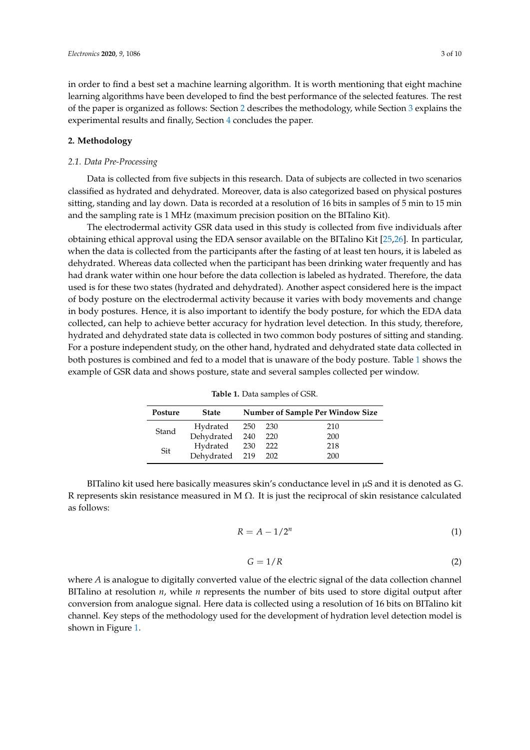in order to find a best set a machine learning algorithm. It is worth mentioning that eight machine learning algorithms have been developed to find the best performance of the selected features. The rest of the paper is organized as follows: Section 2 describes the methodology, while Section 3 explains the experimental results and finally, Section 4 concludes the paper.

## 2. Methodology

### *2.1. Data Pre-Processing*

Data is collected from five subjects in this research. Data of subjects are collected in two scenarios classified as hydrated and dehydrated. Moreover, data is also categorized based on physical postures sitting, standing and lay down. Data is recorded at a resolution of 16 bits in samples of 5 min to 15 min and the sampling rate is 1 MHz (maximum precision position on the BITalino Kit).

The electrodermal activity GSR data used in this study is collected from five individuals after obtaining ethical approval using the EDA sensor available on the BITalino Kit [25,26]. In particular, when the data is collected from the participants after the fasting of at least ten hours, it is labeled as dehydrated. Whereas data collected when the participant has been drinking water frequently and has had drank water within one hour before the data collection is labeled as hydrated. Therefore, the data used is for these two states (hydrated and dehydrated). Another aspect considered here is the impact of body posture on the electrodermal activity because it varies with body movements and change in body postures. Hence, it is also important to identify the body posture, for which the EDA data collected, can help to achieve better accuracy for hydration level detection. In this study, therefore, hydrated and dehydrated state data is collected in two common body postures of sitting and standing. For a posture independent study, on the other hand, hydrated and dehydrated state data collected in both postures is combined and fed to a model that is unaware of the body posture. Table 1 shows the example of GSR data and shows posture, state and several samples collected per window.

**Table 1.** Data samples of GSR.

| Posture | State | Number of Sample Per Window Size | | |
|---|---|---|---|---|
| Stand | Hydrated | 250 | 230 | 210 |
| | Dehydrated | 240 | 220 | 200 |
| Sit | Hydrated | 230 | 222 | 218 |
| | Dehydrated | 219 | 202 | 200 |

BITalino kit used here basically measures skin's conductance level in μS and it is denoted as G. R represents skin resistance measured in M Ω. It is just the reciprocal of skin resistance calculated as follows:

$$R = A - 1/2^{n} \tag{1}$$

$$G = 1/R \tag{2}$$

where $A$ is analogue to digitally converted value of the electric signal of the data collection channel BITalino at resolution $n$, while $n$ represents the number of bits used to store digital output after conversion from analogue signal. Here data is collected using a resolution of 16 bits on BITalino kit channel. Key steps of the methodology used for the development of hydration level detection model is shown in Figure 1.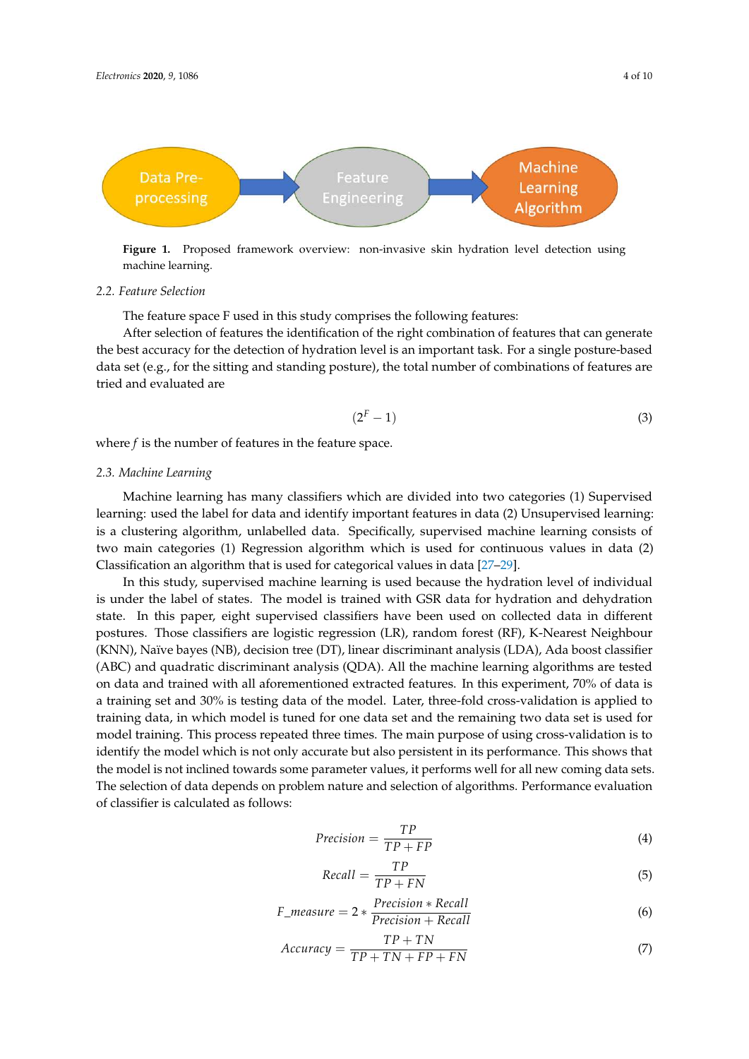**Figure 1.** Proposed framework overview: non-invasive skin hydration level detection using machine learning.

### 2.2. Feature Selection

The feature space F used in this study comprises the following features:

After selection of features the identification of the right combination of features that can generate the best accuracy for the detection of hydration level is an important task. For a single posture-based data set (e.g., for the sitting and standing posture), the total number of combinations of features are tried and evaluated are

$$(2^F - 1) \tag{3}$$

where $f$ is the number of features in the feature space.

### 2.3. Machine Learning

Machine learning has many classifiers which are divided into two categories (1) Supervised learning: used the label for data and identify important features in data (2) Unsupervised learning: is a clustering algorithm, unlabelled data. Specifically, supervised machine learning consists of two main categories (1) Regression algorithm which is used for continuous values in data (2) Classification an algorithm that is used for categorical values in data [27–29].

In this study, supervised machine learning is used because the hydration level of individual is under the label of states. The model is trained with GSR data for hydration and dehydration state. In this paper, eight supervised classifiers have been used on collected data in different postures. Those classifiers are logistic regression (LR), random forest (RF), K-Nearest Neighbour (KNN), Naïve bayes (NB), decision tree (DT), linear discriminant analysis (LDA), Ada boost classifier (ABC) and quadratic discriminant analysis (QDA). All the machine learning algorithms are tested on data and trained with all aforementioned extracted features. In this experiment, 70% of data is a training set and 30% is testing data of the model. Later, three-fold cross-validation is applied to training data, in which model is tuned for one data set and the remaining two data set is used for model training. This process repeated three times. The main purpose of using cross-validation is to identify the model which is not only accurate but also persistent in its performance. This shows that the model is not inclined towards some parameter values, it performs well for all new coming data sets. The selection of data depends on problem nature and selection of algorithms. Performance evaluation of classifier is calculated as follows:

$$Precision = \frac{TP}{TP + FP} \tag{4}$$

$$Recall = \frac{TP}{TP + FN} \tag{5}$$

$$F\_measure = 2 * \frac{Precision * Recall}{Precision + Recall} \tag{6}$$

$$Accuracy = \frac{TP + TN}{TP + TN + FP + FN} \tag{7}$$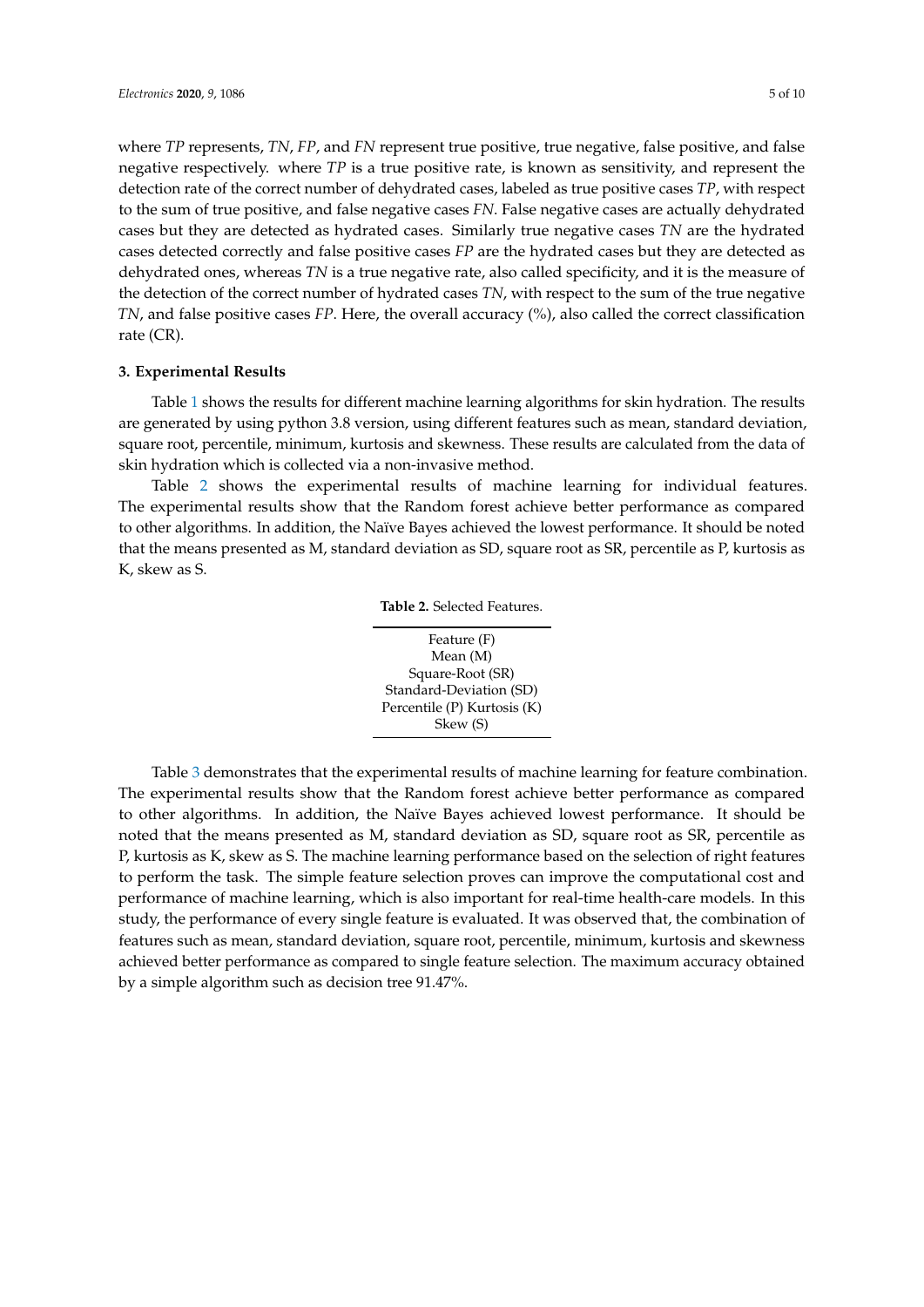where *TP* represents, *TN*, *FP*, and *FN* represent true positive, true negative, false positive, and false negative respectively. where *TP* is a true positive rate, is known as sensitivity, and represent the detection rate of the correct number of dehydrated cases, labeled as true positive cases *TP*, with respect to the sum of true positive, and false negative cases *FN*. False negative cases are actually dehydrated cases but they are detected as hydrated cases. Similarly true negative cases *TN* are the hydrated cases detected correctly and false positive cases *FP* are the hydrated cases but they are detected as dehydrated ones, whereas *TN* is a true negative rate, also called specificity, and it is the measure of the detection of the correct number of hydrated cases *TN*, with respect to the sum of the true negative *TN*, and false positive cases *FP*. Here, the overall accuracy (%), also called the correct classification rate (CR).

## 3. Experimental Results

Table 1 shows the results for different machine learning algorithms for skin hydration. The results are generated by using python 3.8 version, using different features such as mean, standard deviation, square root, percentile, minimum, kurtosis and skewness. These results are calculated from the data of skin hydration which is collected via a non-invasive method.

Table 2 shows the experimental results of machine learning for individual features. The experimental results show that the Random forest achieve better performance as compared to other algorithms. In addition, the Naïve Bayes achieved the lowest performance. It should be noted that the means presented as M, standard deviation as SD, square root as SR, percentile as P, kurtosis as K, skew as S.

**Table 2.** Selected Features.

| Feature (F) |
|---|
| Mean (M) |
| Square-Root (SR) |
| Standard-Deviation (SD) |
| Percentile (P) Kurtosis (K) |
| Skew (S) |

Table 3 demonstrates that the experimental results of machine learning for feature combination. The experimental results show that the Random forest achieve better performance as compared to other algorithms. In addition, the Naïve Bayes achieved lowest performance. It should be noted that the means presented as M, standard deviation as SD, square root as SR, percentile as P, kurtosis as K, skew as S. The machine learning performance based on the selection of right features to perform the task. The simple feature selection proves can improve the computational cost and performance of machine learning, which is also important for real-time health-care models. In this study, the performance of every single feature is evaluated. It was observed that, the combination of features such as mean, standard deviation, square root, percentile, minimum, kurtosis and skewness achieved better performance as compared to single feature selection. The maximum accuracy obtained by a simple algorithm such as decision tree 91.47%.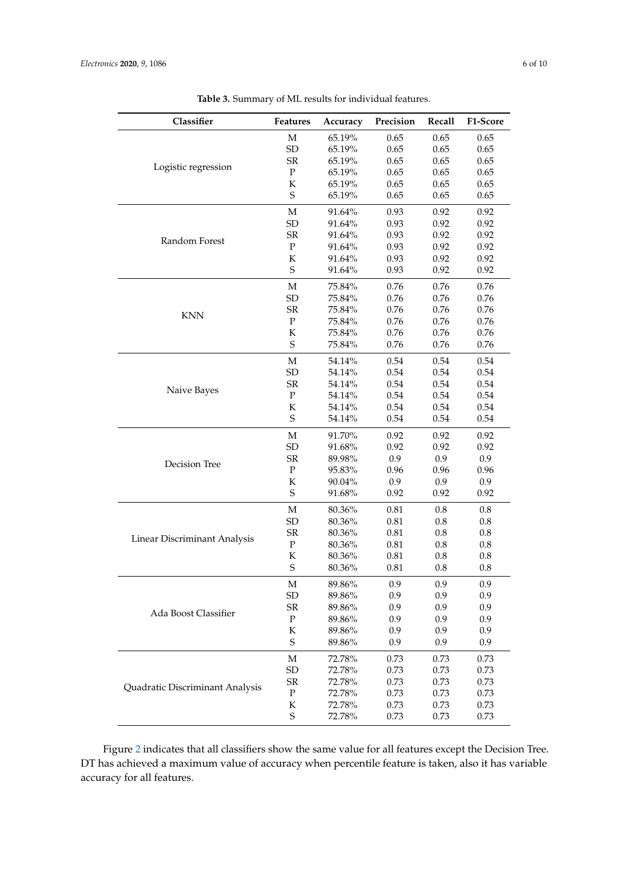**Table 3.** Summary of ML results for individual features.

| Classifier | Features | Accuracy | Precision | Recall | F1-Score |
|---|---|---|---|---|---|
| Logistic regression | M | 65.19% | 0.65 | 0.65 | 0.65 |
| | SD | 65.19% | 0.65 | 0.65 | 0.65 |
| | SR | 65.19% | 0.65 | 0.65 | 0.65 |
| | P | 65.19% | 0.65 | 0.65 | 0.65 |
| | K | 65.19% | 0.65 | 0.65 | 0.65 |
| | S | 65.19% | 0.65 | 0.65 | 0.65 |
| Random Forest | M | 91.64% | 0.93 | 0.92 | 0.92 |
| | SD | 91.64% | 0.93 | 0.92 | 0.92 |
| | SR | 91.64% | 0.93 | 0.92 | 0.92 |
| | P | 91.64% | 0.93 | 0.92 | 0.92 |
| | K | 91.64% | 0.93 | 0.92 | 0.92 |
| | S | 91.64% | 0.93 | 0.92 | 0.92 |
| KNN | M | 75.84% | 0.76 | 0.76 | 0.76 |
| | SD | 75.84% | 0.76 | 0.76 | 0.76 |
| | SR | 75.84% | 0.76 | 0.76 | 0.76 |
| | P | 75.84% | 0.76 | 0.76 | 0.76 |
| | K | 75.84% | 0.76 | 0.76 | 0.76 |
| | S | 75.84% | 0.76 | 0.76 | 0.76 |
| Naive Bayes | M | 54.14% | 0.54 | 0.54 | 0.54 |
| | SD | 54.14% | 0.54 | 0.54 | 0.54 |
| | SR | 54.14% | 0.54 | 0.54 | 0.54 |
| | P | 54.14% | 0.54 | 0.54 | 0.54 |
| | K | 54.14% | 0.54 | 0.54 | 0.54 |
| | S | 54.14% | 0.54 | 0.54 | 0.54 |
| Decision Tree | M | 91.70% | 0.92 | 0.92 | 0.92 |
| | SD | 91.68% | 0.92 | 0.92 | 0.92 |
| | SR | 89.98% | 0.9 | 0.9 | 0.9 |
| | P | 95.83% | 0.96 | 0.96 | 0.96 |
| | K | 90.04% | 0.9 | 0.9 | 0.9 |
| | S | 91.68% | 0.92 | 0.92 | 0.92 |
| Linear Discriminant Analysis | M | 80.36% | 0.81 | 0.8 | 0.8 |
| | SD | 80.36% | 0.81 | 0.8 | 0.8 |
| | SR | 80.36% | 0.81 | 0.8 | 0.8 |
| | P | 80.36% | 0.81 | 0.8 | 0.8 |
| | K | 80.36% | 0.81 | 0.8 | 0.8 |
| | S | 80.36% | 0.81 | 0.8 | 0.8 |
| Ada Boost Classifier | M | 89.86% | 0.9 | 0.9 | 0.9 |
| | SD | 89.86% | 0.9 | 0.9 | 0.9 |
| | SR | 89.86% | 0.9 | 0.9 | 0.9 |
| | P | 89.86% | 0.9 | 0.9 | 0.9 |
| | K | 89.86% | 0.9 | 0.9 | 0.9 |
| | S | 89.86% | 0.9 | 0.9 | 0.9 |
| Quadratic Discriminant Analysis | M | 72.78% | 0.73 | 0.73 | 0.73 |
| | SD | 72.78% | 0.73 | 0.73 | 0.73 |
| | SR | 72.78% | 0.73 | 0.73 | 0.73 |
| | P | 72.78% | 0.73 | 0.73 | 0.73 |
| | K | 72.78% | 0.73 | 0.73 | 0.73 |
| | S | 72.78% | 0.73 | 0.73 | 0.73 |

Figure 2 indicates that all classifiers show the same value for all features except the Decision Tree. DT has achieved a maximum value of accuracy when percentile feature is taken, also it has variable accuracy for all features.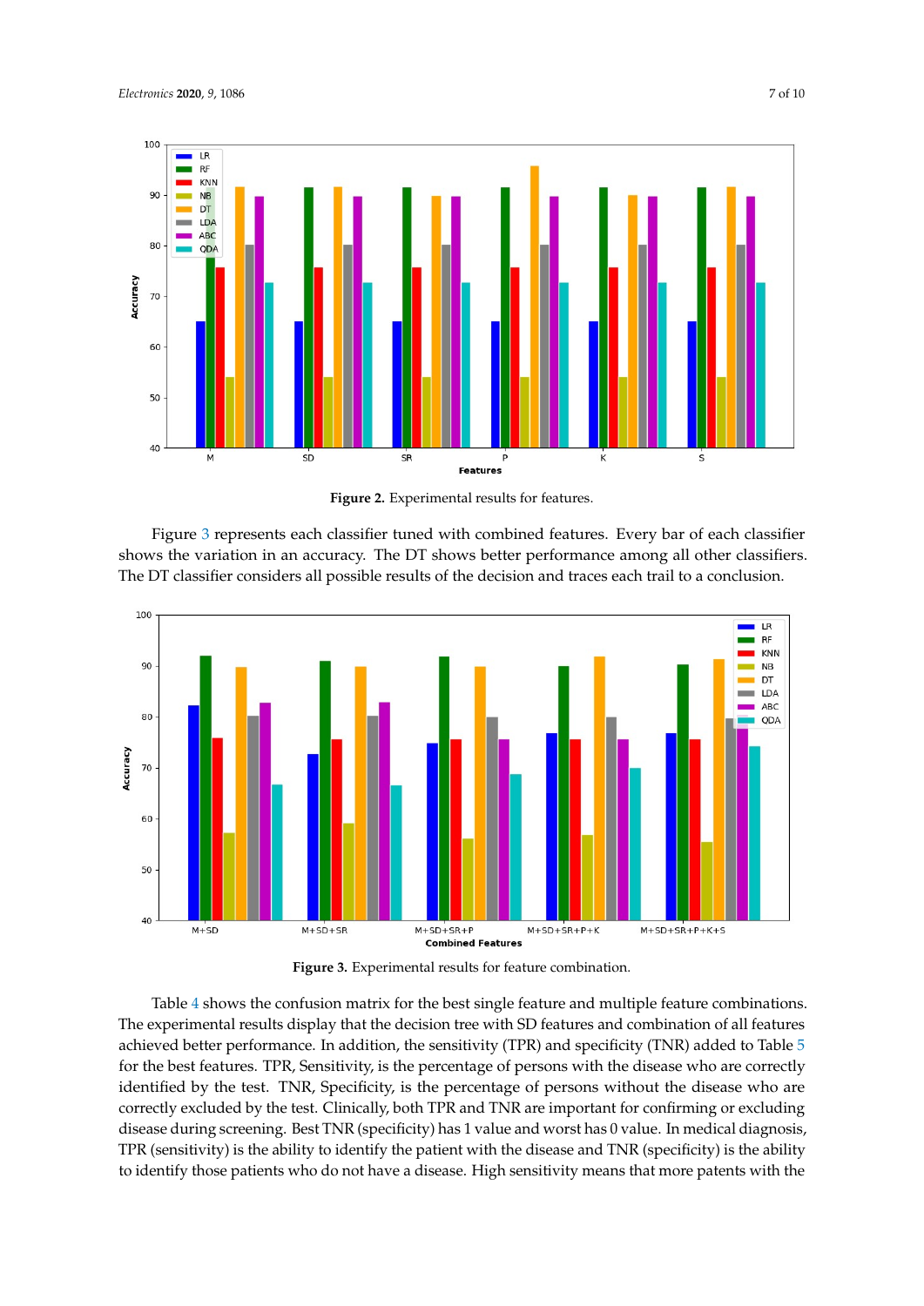**Figure 2.** Experimental results for features.

Figure 3 represents each classifier tuned with combined features. Every bar of each classifier shows the variation in an accuracy. The DT shows better performance among all other classifiers. The DT classifier considers all possible results of the decision and traces each trail to a conclusion.

**Figure 3.** Experimental results for feature combination.

Table 4 shows the confusion matrix for the best single feature and multiple feature combinations. The experimental results display that the decision tree with SD features and combination of all features achieved better performance. In addition, the sensitivity (TPR) and specificity (TNR) added to Table 5 for the best features. TPR, Sensitivity, is the percentage of persons with the disease who are correctly identified by the test. TNR, Specificity, is the percentage of persons without the disease who are correctly excluded by the test. Clinically, both TPR and TNR are important for confirming or excluding disease during screening. Best TNR (specificity) has 1 value and worst has 0 value. In medical diagnosis, TPR (sensitivity) is the ability to identify the patient with the disease and TNR (specificity) is the ability to identify those patients who do not have a disease. High sensitivity means that more patents with the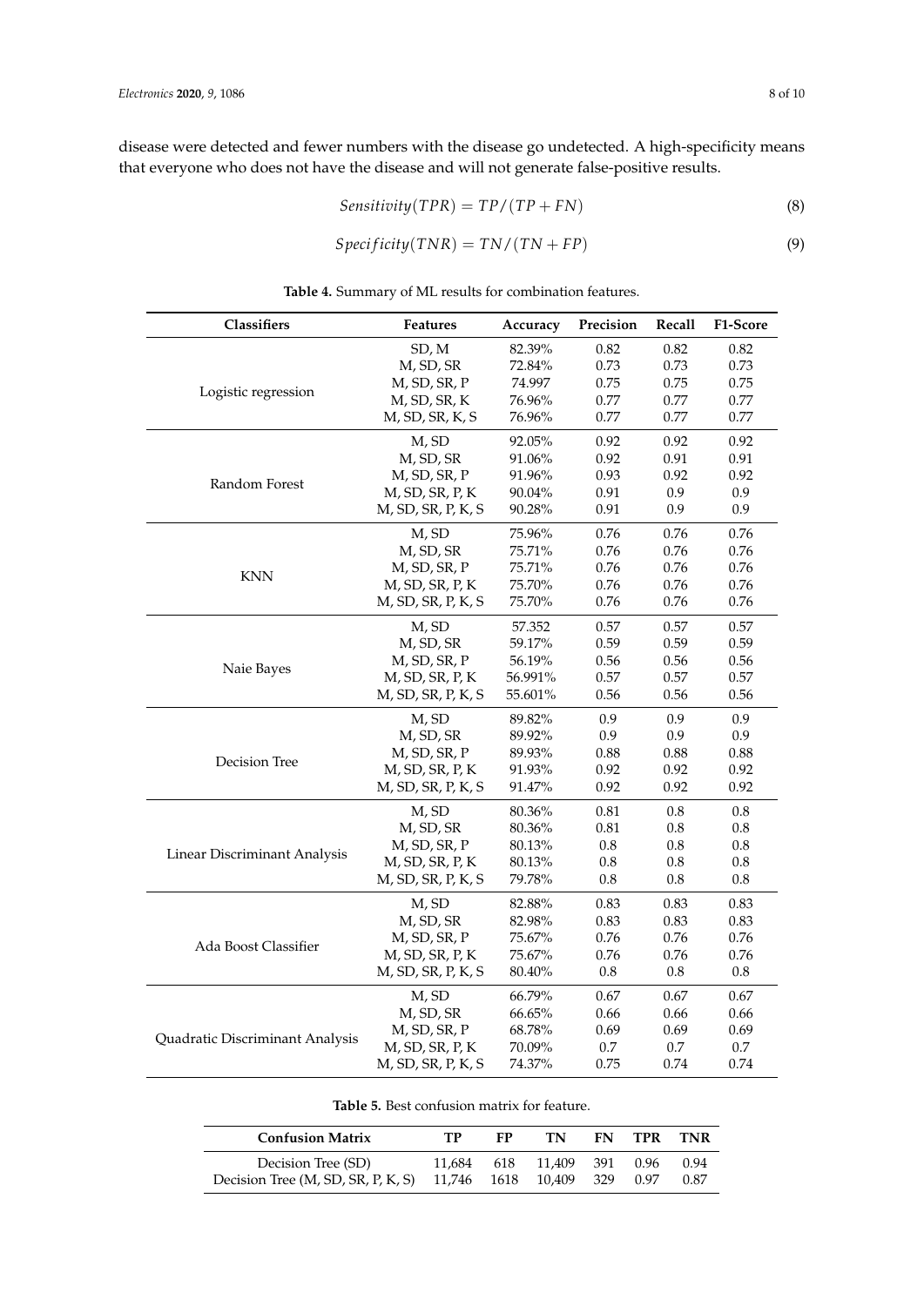disease were detected and fewer numbers with the disease go undetected. A high-specificity means that everyone who does not have the disease and will not generate false-positive results.

$$Sensitivity(TPR) = TP/(TP + FN) \tag{8}$$

$$Specificity(TNR) = TN/(TN + FP) \tag{9}$$

**Table 4.** Summary of ML results for combination features.

| Classifiers | Features | Accuracy | Precision | Recall | F1-Score |
|---|---|---|---|---|---|
| Logistic regression | SD, M | 82.39% | 0.82 | 0.82 | 0.82 |
| | M, SD, SR | 72.84% | 0.73 | 0.73 | 0.73 |
| | M, SD, SR, P | 74.997 | 0.75 | 0.75 | 0.75 |
| | M, SD, SR, K | 76.96% | 0.77 | 0.77 | 0.77 |
| | M, SD, SR, K, S | 76.96% | 0.77 | 0.77 | 0.77 |
| Random Forest | M, SD | 92.05% | 0.92 | 0.92 | 0.92 |
| | M, SD, SR | 91.06% | 0.92 | 0.91 | 0.91 |
| | M, SD, SR, P | 91.96% | 0.93 | 0.92 | 0.92 |
| | M, SD, SR, P, K | 90.04% | 0.91 | 0.9 | 0.9 |
| | M, SD, SR, P, K, S | 90.28% | 0.91 | 0.9 | 0.9 |
| KNN | M, SD | 75.96% | 0.76 | 0.76 | 0.76 |
| | M, SD, SR | 75.71% | 0.76 | 0.76 | 0.76 |
| | M, SD, SR, P | 75.71% | 0.76 | 0.76 | 0.76 |
| | M, SD, SR, P, K | 75.70% | 0.76 | 0.76 | 0.76 |
| | M, SD, SR, P, K, S | 75.70% | 0.76 | 0.76 | 0.76 |
| Naie Bayes | M, SD | 57.352 | 0.57 | 0.57 | 0.57 |
| | M, SD, SR | 59.17% | 0.59 | 0.59 | 0.59 |
| | M, SD, SR, P | 56.19% | 0.56 | 0.56 | 0.56 |
| | M, SD, SR, P, K | 56.991% | 0.57 | 0.57 | 0.57 |
| | M, SD, SR, P, K, S | 55.601% | 0.56 | 0.56 | 0.56 |
| Decision Tree | M, SD | 89.82% | 0.9 | 0.9 | 0.9 |
| | M, SD, SR | 89.92% | 0.9 | 0.9 | 0.9 |
| | M, SD, SR, P | 89.93% | 0.88 | 0.88 | 0.88 |
| | M, SD, SR, P, K | 91.93% | 0.92 | 0.92 | 0.92 |
| | M, SD, SR, P, K, S | 91.47% | 0.92 | 0.92 | 0.92 |
| Linear Discriminant Analysis | M, SD | 80.36% | 0.81 | 0.8 | 0.8 |
| | M, SD, SR | 80.36% | 0.81 | 0.8 | 0.8 |
| | M, SD, SR, P | 80.13% | 0.8 | 0.8 | 0.8 |
| | M, SD, SR, P, K | 80.13% | 0.8 | 0.8 | 0.8 |
| | M, SD, SR, P, K, S | 79.78% | 0.8 | 0.8 | 0.8 |
| Ada Boost Classifier | M, SD | 82.88% | 0.83 | 0.83 | 0.83 |
| | M, SD, SR | 82.98% | 0.83 | 0.83 | 0.83 |
| | M, SD, SR, P | 75.67% | 0.76 | 0.76 | 0.76 |
| | M, SD, SR, P, K | 75.67% | 0.76 | 0.76 | 0.76 |
| | M, SD, SR, P, K, S | 80.40% | 0.8 | 0.8 | 0.8 |
| Quadratic Discriminant Analysis | M, SD | 66.79% | 0.67 | 0.67 | 0.67 |
| | M, SD, SR | 66.65% | 0.66 | 0.66 | 0.66 |
| | M, SD, SR, P | 68.78% | 0.69 | 0.69 | 0.69 |
| | M, SD, SR, P, K | 70.09% | 0.7 | 0.7 | 0.7 |
| | M, SD, SR, P, K, S | 74.37% | 0.75 | 0.74 | 0.74 |

**Table 5.** Best confusion matrix for feature.

| Confusion Matrix | TP | FP | TN | FN | TPR | TNR |
|---|---|---|---|---|---|---|
| Decision Tree (SD) | 11,684 | 618 | 11,409 | 391 | 0.96 | 0.94 |
| Decision Tree (M, SD, SR, P, K, S) | 11,746 | 1618 | 10,409 | 329 | 0.97 | 0.87 |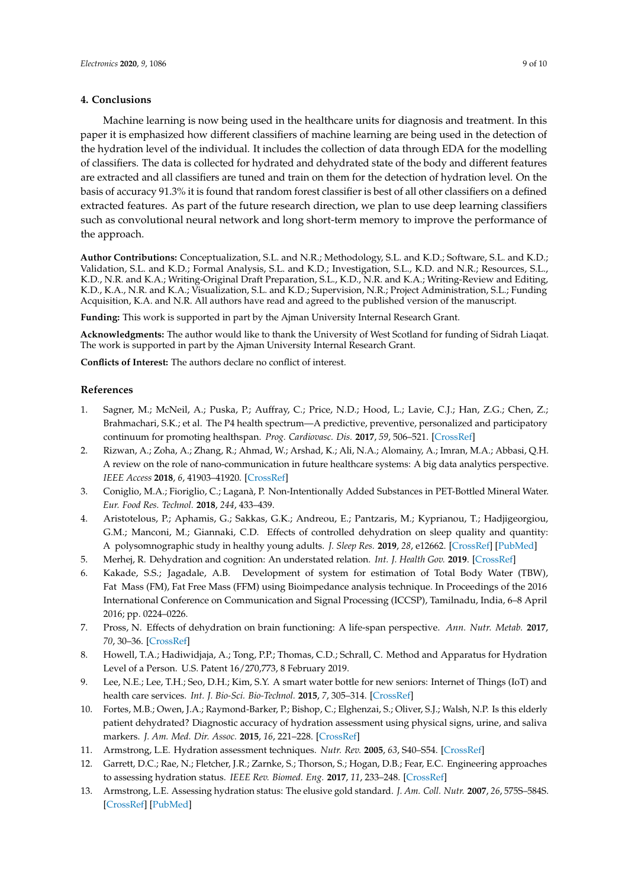## 4. Conclusions

Machine learning is now being used in the healthcare units for diagnosis and treatment. In this paper it is emphasized how different classifiers of machine learning are being used in the detection of the hydration level of the individual. It includes the collection of data through EDA for the modelling of classifiers. The data is collected for hydrated and dehydrated state of the body and different features are extracted and all classifiers are tuned and train on them for the detection of hydration level. On the basis of accuracy 91.3% it is found that random forest classifier is best of all other classifiers on a defined extracted features. As part of the future research direction, we plan to use deep learning classifiers such as convolutional neural network and long short-term memory to improve the performance of the approach.

**Author Contributions:** Conceptualization, S.L. and N.R.; Methodology, S.L. and K.D.; Software, S.L. and K.D.; Validation, S.L. and K.D.; Formal Analysis, S.L. and K.D.; Investigation, S.L., K.D. and N.R.; Resources, S.L., K.D., N.R. and K.A.; Writing-Original Draft Preparation, S.L., K.D., N.R. and K.A.; Writing-Review and Editing, K.D., K.A., N.R. and K.A.; Visualization, S.L. and K.D.; Supervision, N.R.; Project Administration, S.L.; Funding Acquisition, K.A. and N.R. All authors have read and agreed to the published version of the manuscript.

**Funding:** This work is supported in part by the Ajman University Internal Research Grant.

**Acknowledgments:** The author would like to thank the University of West Scotland for funding of Sidrah Liaqat. The work is supported in part by the Ajman University Internal Research Grant.

**Conflicts of Interest:** The authors declare no conflict of interest.

## References

1. Sagner, M.; McNeil, A.; Puska, P.; Auffray, C.; Price, N.D.; Hood, L.; Lavie, C.J.; Han, Z.G.; Chen, Z.; Brahmachari, S.K.; et al. The P4 health spectrum—A predictive, preventive, personalized and participatory continuum for promoting healthspan. *Prog. Cardiovasc. Dis.* **2017**, *59*, 506–521. [CrossRef]
2. Rizwan, A.; Zoha, A.; Zhang, R.; Ahmad, W.; Arshad, K.; Ali, N.A.; Alomainy, A.; Imran, M.A.; Abbasi, Q.H. A review on the role of nano-communication in future healthcare systems: A big data analytics perspective. *IEEE Access* **2018**, *6*, 41903–41920. [CrossRef]
3. Coniglio, M.A.; Fioriglio, C.; Laganà, P. Non-Intentionally Added Substances in PET-Bottled Mineral Water. *Eur. Food Res. Technol.* **2018**, *244*, 433–439.
4. Aristotelous, P.; Aphamis, G.; Sakkas, G.K.; Andreou, E.; Pantzaris, M.; Kyprianou, T.; Hadjigeorgiou, G.M.; Manconi, M.; Giannaki, C.D. Effects of controlled dehydration on sleep quality and quantity: A polysomnographic study in healthy young adults. *J. Sleep Res.* **2019**, *28*, e12662. [CrossRef] [PubMed]
5. Merhej, R. Dehydration and cognition: An understated relation. *Int. J. Health Gov.* **2019**. [CrossRef]
6. Kakade, S.S.; Jagadale, A.B. Development of system for estimation of Total Body Water (TBW), Fat Mass (FM), Fat Free Mass (FFM) using Bioimpedance analysis technique. In Proceedings of the 2016 International Conference on Communication and Signal Processing (ICCSP), Tamilnadu, India, 6–8 April 2016; pp. 0224–0226.
7. Pross, N. Effects of dehydration on brain functioning: A life-span perspective. *Ann. Nutr. Metab.* **2017**, *70*, 30–36. [CrossRef]
8. Howell, T.A.; Hadiwidjaja, A.; Tong, P.P.; Thomas, C.D.; Schrall, C. Method and Apparatus for Hydration Level of a Person. U.S. Patent 16/270,773, 8 February 2019.
9. Lee, N.E.; Lee, T.H.; Seo, D.H.; Kim, S.Y. A smart water bottle for new seniors: Internet of Things (IoT) and health care services. *Int. J. Bio-Sci. Bio-Technol.* **2015**, *7*, 305–314. [CrossRef]
10. Fortes, M.B.; Owen, J.A.; Raymond-Barker, P.; Bishop, C.; Elghenzai, S.; Oliver, S.J.; Walsh, N.P. Is this elderly patient dehydrated? Diagnostic accuracy of hydration assessment using physical signs, urine, and saliva markers. *J. Am. Med. Dir. Assoc.* **2015**, *16*, 221–228. [CrossRef]
11. Armstrong, L.E. Hydration assessment techniques. *Nutr. Rev.* **2005**, *63*, S40–S54. [CrossRef]
12. Garrett, D.C.; Rae, N.; Fletcher, J.R.; Zarnke, S.; Thorson, S.; Hogan, D.B.; Fear, E.C. Engineering approaches to assessing hydration status. *IEEE Rev. Biomed. Eng.* **2017**, *11*, 233–248. [CrossRef]
13. Armstrong, L.E. Assessing hydration status: The elusive gold standard. *J. Am. Coll. Nutr.* **2007**, *26*, 575S–584S. [CrossRef] [PubMed]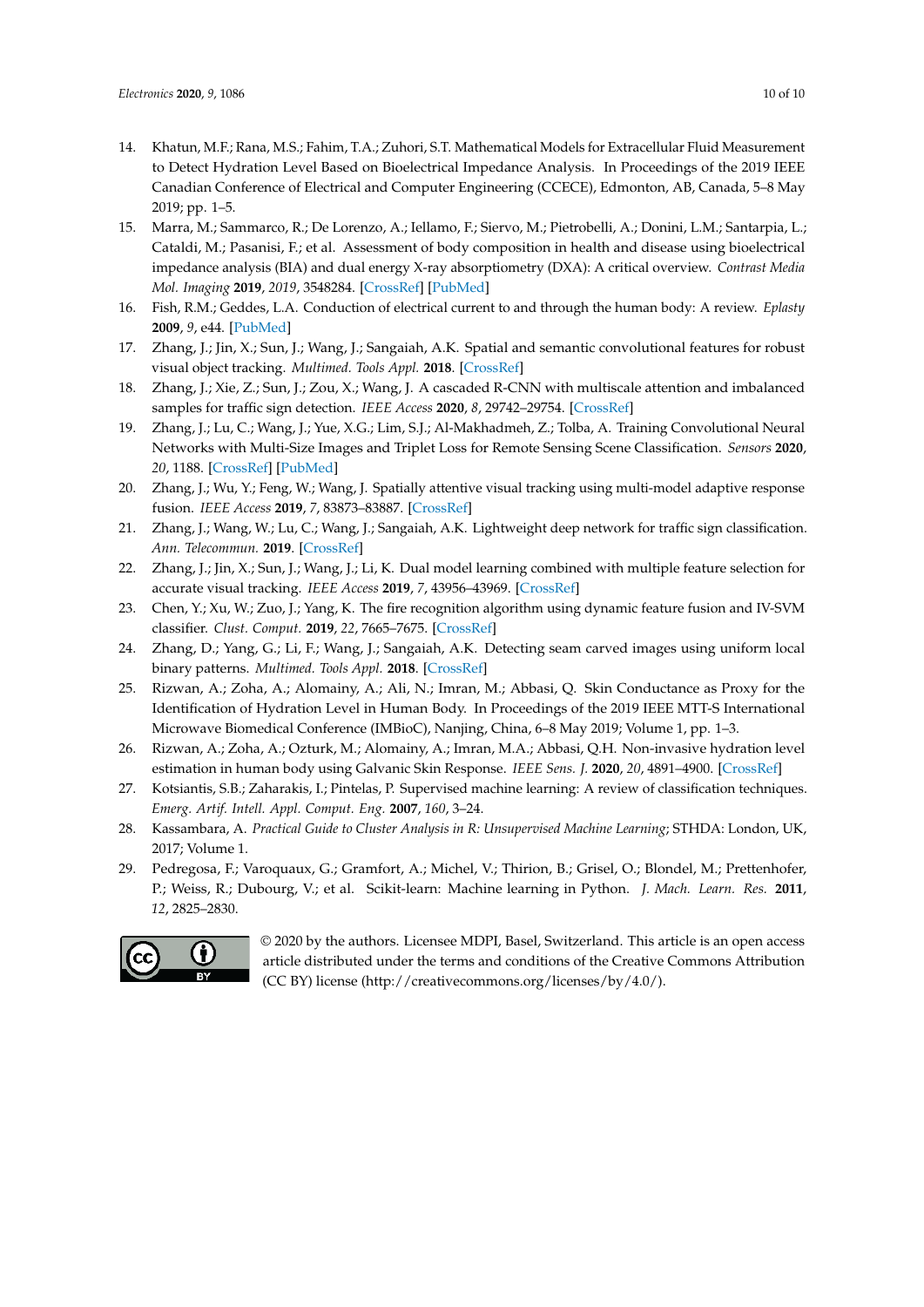14. Khatun, M.F.; Rana, M.S.; Fahim, T.A.; Zuhori, S.T. Mathematical Models for Extracellular Fluid Measurement to Detect Hydration Level Based on Bioelectrical Impedance Analysis. In Proceedings of the 2019 IEEE Canadian Conference of Electrical and Computer Engineering (CCECE), Edmonton, AB, Canada, 5–8 May 2019; pp. 1–5.
15. Marra, M.; Sammarco, R.; De Lorenzo, A.; Iellamo, F.; Siervo, M.; Pietrobelli, A.; Donini, L.M.; Santarpia, L.; Cataldi, M.; Pasanisi, F.; et al. Assessment of body composition in health and disease using bioelectrical impedance analysis (BIA) and dual energy X-ray absorptiometry (DXA): A critical overview. *Contrast Media Mol. Imaging* **2019**, *2019*, 3548284. [CrossRef] [PubMed]
16. Fish, R.M.; Geddes, L.A. Conduction of electrical current to and through the human body: A review. *Eplasty* **2009**, *9*, e44. [PubMed]
17. Zhang, J.; Jin, X.; Sun, J.; Wang, J.; Sangaiah, A.K. Spatial and semantic convolutional features for robust visual object tracking. *Multimed. Tools Appl.* **2018**. [CrossRef]
18. Zhang, J.; Xie, Z.; Sun, J.; Zou, X.; Wang, J. A cascaded R-CNN with multiscale attention and imbalanced samples for traffic sign detection. *IEEE Access* **2020**, *8*, 29742–29754. [CrossRef]
19. Zhang, J.; Lu, C.; Wang, J.; Yue, X.G.; Lim, S.J.; Al-Makhadmeh, Z.; Tolba, A. Training Convolutional Neural Networks with Multi-Size Images and Triplet Loss for Remote Sensing Scene Classification. *Sensors* **2020**, *20*, 1188. [CrossRef] [PubMed]
20. Zhang, J.; Wu, Y.; Feng, W.; Wang, J. Spatially attentive visual tracking using multi-model adaptive response fusion. *IEEE Access* **2019**, *7*, 83873–83887. [CrossRef]
21. Zhang, J.; Wang, W.; Lu, C.; Wang, J.; Sangaiah, A.K. Lightweight deep network for traffic sign classification. *Ann. Telecommun.* **2019**. [CrossRef]
22. Zhang, J.; Jin, X.; Sun, J.; Wang, J.; Li, K. Dual model learning combined with multiple feature selection for accurate visual tracking. *IEEE Access* **2019**, *7*, 43956–43969. [CrossRef]
23. Chen, Y.; Xu, W.; Zuo, J.; Yang, K. The fire recognition algorithm using dynamic feature fusion and IV-SVM classifier. *Clust. Comput.* **2019**, *22*, 7665–7675. [CrossRef]
24. Zhang, D.; Yang, G.; Li, F.; Wang, J.; Sangaiah, A.K. Detecting seam carved images using uniform local binary patterns. *Multimed. Tools Appl.* **2018**. [CrossRef]
25. Rizwan, A.; Zoha, A.; Alomainy, A.; Ali, N.; Imran, M.; Abbasi, Q. Skin Conductance as Proxy for the Identification of Hydration Level in Human Body. In Proceedings of the 2019 IEEE MTT-S International Microwave Biomedical Conference (IMBioC), Nanjing, China, 6–8 May 2019; Volume 1, pp. 1–3.
26. Rizwan, A.; Zoha, A.; Ozturk, M.; Alomainy, A.; Imran, M.A.; Abbasi, Q.H. Non-invasive hydration level estimation in human body using Galvanic Skin Response. *IEEE Sens. J.* **2020**, *20*, 4891–4900. [CrossRef]
27. Kotsiantis, S.B.; Zaharakis, I.; Pintelas, P. Supervised machine learning: A review of classification techniques. *Emerg. Artif. Intell. Appl. Comput. Eng.* **2007**, *160*, 3–24.
28. Kassambara, A. *Practical Guide to Cluster Analysis in R: Unsupervised Machine Learning*; STHDA: London, UK, 2017; Volume 1.
29. Pedregosa, F.; Varoquaux, G.; Gramfort, A.; Michel, V.; Thirion, B.; Grisel, O.; Blondel, M.; Prettenhofer, P.; Weiss, R.; Dubourg, V.; et al. Scikit-learn: Machine learning in Python. *J. Mach. Learn. Res.* **2011**, *12*, 2825–2830.

© 2020 by the authors. Licensee MDPI, Basel, Switzerland. This article is an open access article distributed under the terms and conditions of the Creative Commons Attribution (CC BY) license (http://creativecommons.org/licenses/by/4.0/).